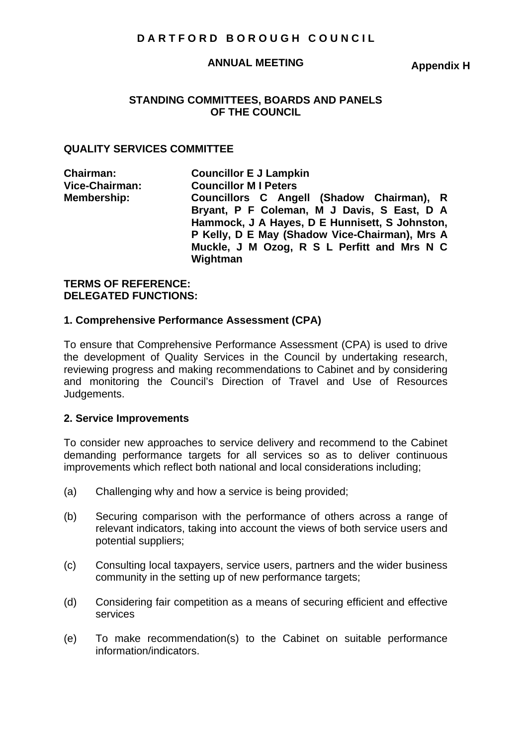# DARTFORD BOROUGH COUNCIL

**ANNUAL MEETING** **Appendix H**

## STANDING COMMITTEES, BOARDS AND PANELS OF THE COUNCIL

### QUALITY SERVICES COMMITTEE

**Chairman:** **Councillor E J Lampkin**
**Vice-Chairman:** **Councillor M I Peters**
**Membership:** **Councillors C Angell (Shadow Chairman), R Bryant, P F Coleman, M J Davis, S East, D A Hammock, J A Hayes, D E Hunnisett, S Johnston, P Kelly, D E May (Shadow Vice-Chairman), Mrs A Muckle, J M Ozog, R S L Perfitt and Mrs N C Wightman**

**TERMS OF REFERENCE:**
**DELEGATED FUNCTIONS:**

**1. Comprehensive Performance Assessment (CPA)**

To ensure that Comprehensive Performance Assessment (CPA) is used to drive the development of Quality Services in the Council by undertaking research, reviewing progress and making recommendations to Cabinet and by considering and monitoring the Council's Direction of Travel and Use of Resources Judgements.

**2. Service Improvements**

To consider new approaches to service delivery and recommend to the Cabinet demanding performance targets for all services so as to deliver continuous improvements which reflect both national and local considerations including;

(a) Challenging why and how a service is being provided;

(b) Securing comparison with the performance of others across a range of relevant indicators, taking into account the views of both service users and potential suppliers;

(c) Consulting local taxpayers, service users, partners and the wider business community in the setting up of new performance targets;

(d) Considering fair competition as a means of securing efficient and effective services

(e) To make recommendation(s) to the Cabinet on suitable performance information/indicators.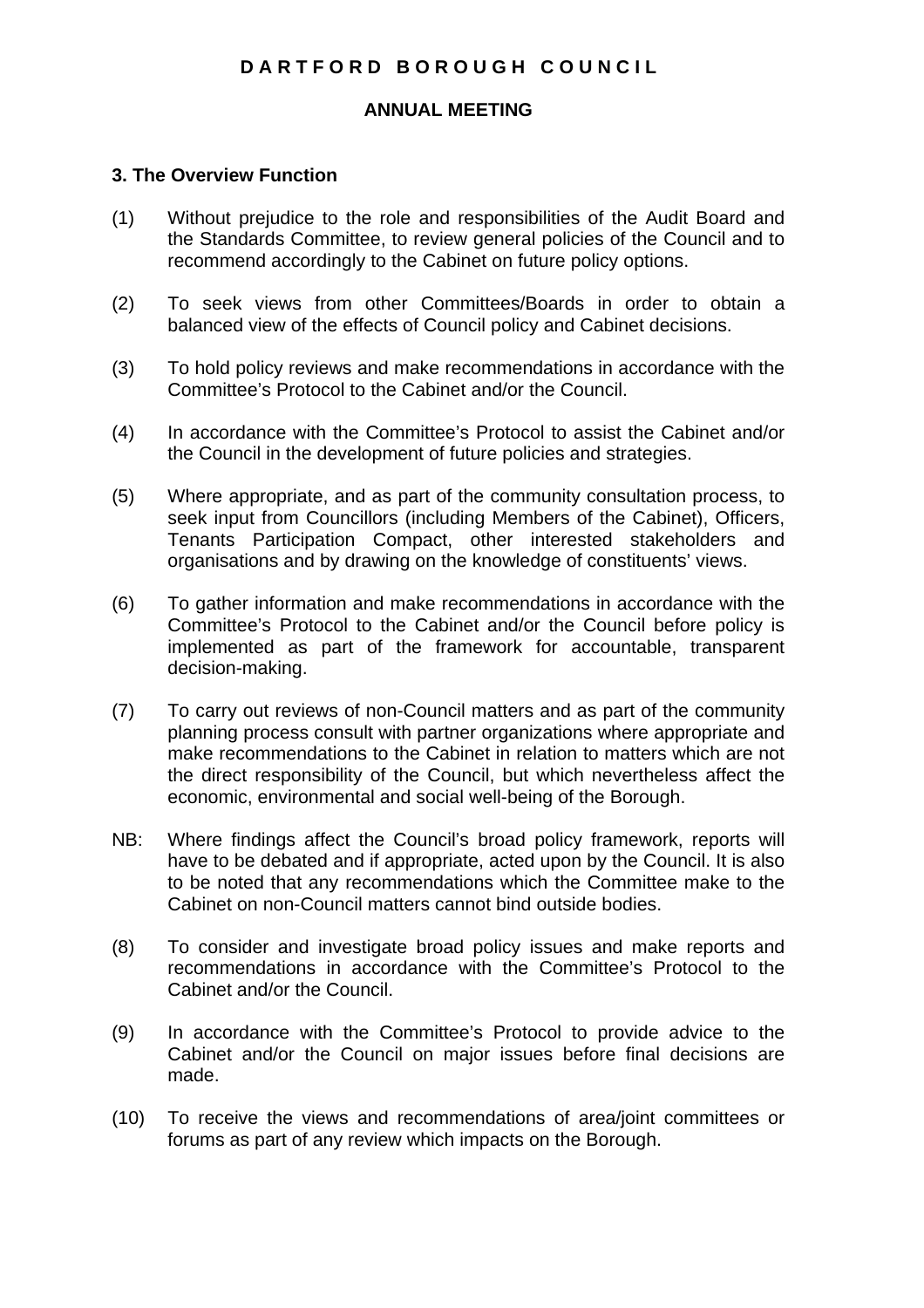**D A R T F O R D B O R O U G H C O U N C I L**

**ANNUAL MEETING**

### 3. The Overview Function

(1) Without prejudice to the role and responsibilities of the Audit Board and the Standards Committee, to review general policies of the Council and to recommend accordingly to the Cabinet on future policy options.

(2) To seek views from other Committees/Boards in order to obtain a balanced view of the effects of Council policy and Cabinet decisions.

(3) To hold policy reviews and make recommendations in accordance with the Committee's Protocol to the Cabinet and/or the Council.

(4) In accordance with the Committee's Protocol to assist the Cabinet and/or the Council in the development of future policies and strategies.

(5) Where appropriate, and as part of the community consultation process, to seek input from Councillors (including Members of the Cabinet), Officers, Tenants Participation Compact, other interested stakeholders and organisations and by drawing on the knowledge of constituents' views.

(6) To gather information and make recommendations in accordance with the Committee's Protocol to the Cabinet and/or the Council before policy is implemented as part of the framework for accountable, transparent decision-making.

(7) To carry out reviews of non-Council matters and as part of the community planning process consult with partner organizations where appropriate and make recommendations to the Cabinet in relation to matters which are not the direct responsibility of the Council, but which nevertheless affect the economic, environmental and social well-being of the Borough.

NB: Where findings affect the Council's broad policy framework, reports will have to be debated and if appropriate, acted upon by the Council. It is also to be noted that any recommendations which the Committee make to the Cabinet on non-Council matters cannot bind outside bodies.

(8) To consider and investigate broad policy issues and make reports and recommendations in accordance with the Committee's Protocol to the Cabinet and/or the Council.

(9) In accordance with the Committee's Protocol to provide advice to the Cabinet and/or the Council on major issues before final decisions are made.

(10) To receive the views and recommendations of area/joint committees or forums as part of any review which impacts on the Borough.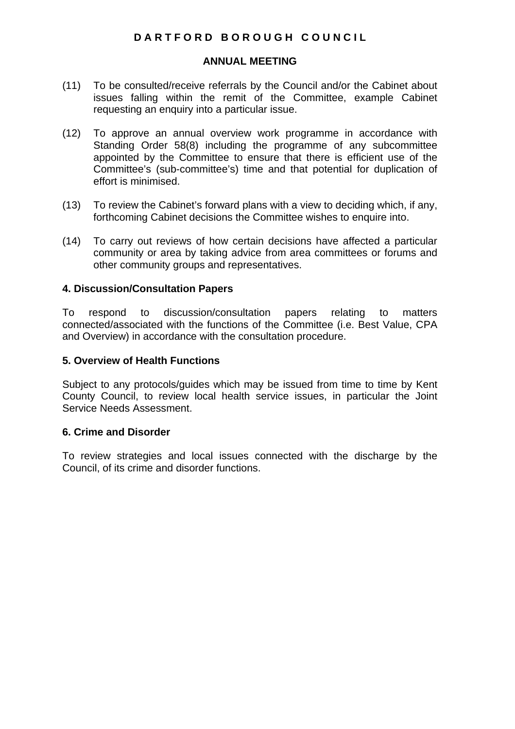(11) To be consulted/receive referrals by the Council and/or the Cabinet about issues falling within the remit of the Committee, example Cabinet requesting an enquiry into a particular issue.

(12) To approve an annual overview work programme in accordance with Standing Order 58(8) including the programme of any subcommittee appointed by the Committee to ensure that there is efficient use of the Committee's (sub-committee's) time and that potential for duplication of effort is minimised.

(13) To review the Cabinet's forward plans with a view to deciding which, if any, forthcoming Cabinet decisions the Committee wishes to enquire into.

(14) To carry out reviews of how certain decisions have affected a particular community or area by taking advice from area committees or forums and other community groups and representatives.

**4. Discussion/Consultation Papers**

To respond to discussion/consultation papers relating to matters connected/associated with the functions of the Committee (i.e. Best Value, CPA and Overview) in accordance with the consultation procedure.

**5. Overview of Health Functions**

Subject to any protocols/guides which may be issued from time to time by Kent County Council, to review local health service issues, in particular the Joint Service Needs Assessment.

**6. Crime and Disorder**

To review strategies and local issues connected with the discharge by the Council, of its crime and disorder functions.